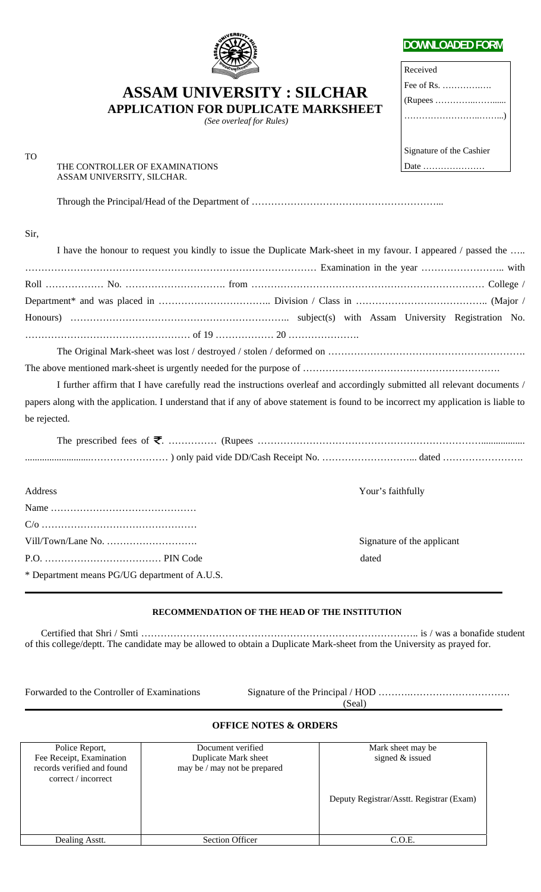DOWNLOADED FORM

Received
Fee of Rs. ……………
(Rupees ………………….
……………………….)

Signature of the Cashier
Date …………………

# ASSAM UNIVERSITY : SILCHAR

## APPLICATION FOR DUPLICATE MARKSHEET

*(See overleaf for Rules)*

TO

THE CONTROLLER OF EXAMINATIONS
ASSAM UNIVERSITY, SILCHAR.

Through the Principal/Head of the Department of …………………………………………………...

Sir,

I have the honour to request you kindly to issue the Duplicate Mark-sheet in my favour. I appeared / passed the ….. ……………………………………………………………………………… Examination in the year …………………….. with Roll ……………… No. …………………………. from ……………………………………………………………… College / Department* and was placed in …………………………….. Division / Class in ………………………………….. (Major / Honours) ……………………………………………………….. subject(s) with Assam University Registration No. …………………………………………… of 19 ……………… 20 ………………….

The Original Mark-sheet was lost / destroyed / stolen / deformed on …………………………………………………….

The above mentioned mark-sheet is urgently needed for the purpose of …………………………………………………….

I further affirm that I have carefully read the instructions overleaf and accordingly submitted all relevant documents / papers along with the application. I understand that if any of above statement is found to be incorrect my application is liable to be rejected.

The prescribed fees of ₹. …………… (Rupees ………………………………………………………………................. ..........................…………………… ) only paid vide DD/Cash Receipt No. ………………………... dated …………………….

Address

Name ………………………………………

C/o …………………………………………

Vill/Town/Lane No. ……………………….

P.O. ……………………………… PIN Code

Your's faithfully

Signature of the applicant

dated

\* Department means PG/UG department of A.U.S.

---

### RECOMMENDATION OF THE HEAD OF THE INSTITUTION

Certified that Shri / Smti ……………………………………………………………………….. is / was a bonafide student of this college/deptt. The candidate may be allowed to obtain a Duplicate Mark-sheet from the University as prayed for.

Forwarded to the Controller of Examinations

Signature of the Principal / HOD ……….…………………………
(Seal)

---

### OFFICE NOTES & ORDERS

| Police Report, Fee Receipt, Examination records verified and found correct / incorrect | Document verified Duplicate Mark sheet may be / may not be prepared | Mark sheet may be signed & issued<br><br>Deputy Registrar/Asstt. Registrar (Exam) |
|---|---|---|
| Dealing Asstt. | Section Officer | C.O.E. |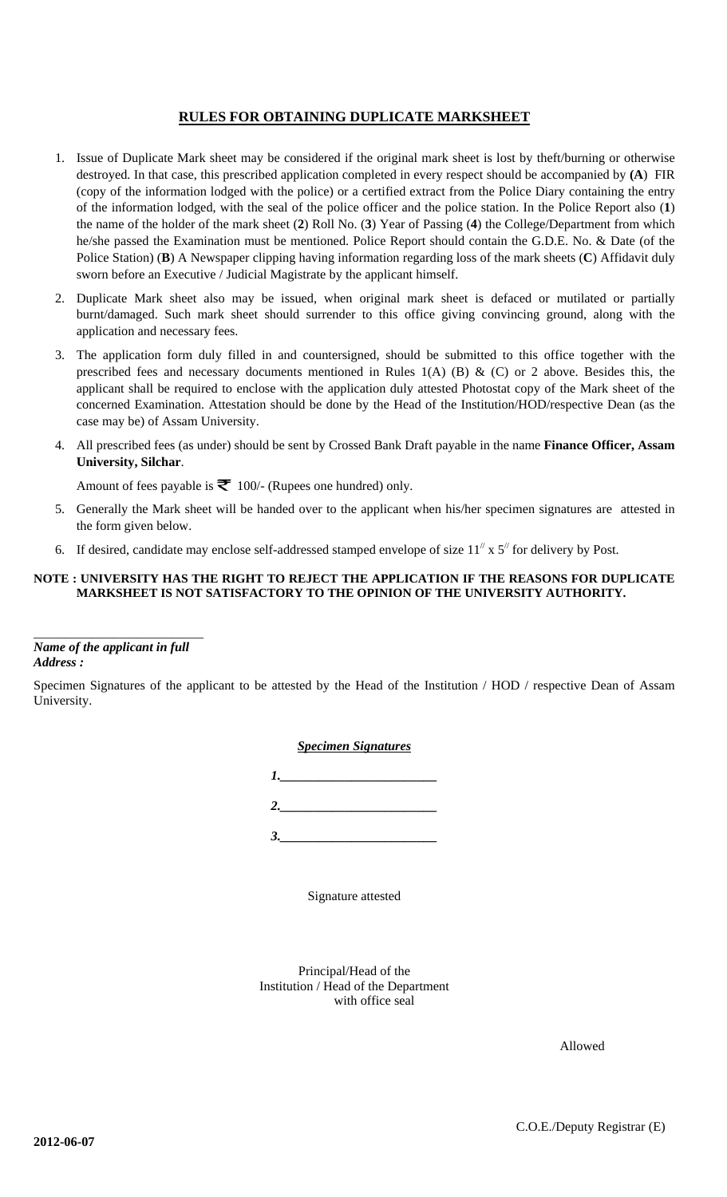## RULES FOR OBTAINING DUPLICATE MARKSHEET

1. Issue of Duplicate Mark sheet may be considered if the original mark sheet is lost by theft/burning or otherwise destroyed. In that case, this prescribed application completed in every respect should be accompanied by **(A)** FIR (copy of the information lodged with the police) or a certified extract from the Police Diary containing the entry of the information lodged, with the seal of the police officer and the police station. In the Police Report also (**1**) the name of the holder of the mark sheet (**2**) Roll No. (**3**) Year of Passing (**4**) the College/Department from which he/she passed the Examination must be mentioned. Police Report should contain the G.D.E. No. & Date (of the Police Station) (**B**) A Newspaper clipping having information regarding loss of the mark sheets (**C**) Affidavit duly sworn before an Executive / Judicial Magistrate by the applicant himself.
2. Duplicate Mark sheet also may be issued, when original mark sheet is defaced or mutilated or partially burnt/damaged. Such mark sheet should surrender to this office giving convincing ground, along with the application and necessary fees.
3. The application form duly filled in and countersigned, should be submitted to this office together with the prescribed fees and necessary documents mentioned in Rules 1(A) (B) & (C) or 2 above. Besides this, the applicant shall be required to enclose with the application duly attested Photostat copy of the Mark sheet of the concerned Examination. Attestation should be done by the Head of the Institution/HOD/respective Dean (as the case may be) of Assam University.
4. All prescribed fees (as under) should be sent by Crossed Bank Draft payable in the name **Finance Officer, Assam University, Silchar**.

   Amount of fees payable is ₹ 100/- (Rupees one hundred) only.
5. Generally the Mark sheet will be handed over to the applicant when his/her specimen signatures are attested in the form given below.
6. If desired, candidate may enclose self-addressed stamped envelope of size 11″ x 5″ for delivery by Post.

**NOTE : UNIVERSITY HAS THE RIGHT TO REJECT THE APPLICATION IF THE REASONS FOR DUPLICATE MARKSHEET IS NOT SATISFACTORY TO THE OPINION OF THE UNIVERSITY AUTHORITY.**

___________________________

***Name of the applicant in full***

***Address :***

Specimen Signatures of the applicant to be attested by the Head of the Institution / HOD / respective Dean of Assam University.

***Specimen Signatures***

***1.________________________***

***2.________________________***

***3.________________________***

Signature attested

Principal/Head of the Institution / Head of the Department with office seal

Allowed

C.O.E./Deputy Registrar (E)

**2012-06-07**